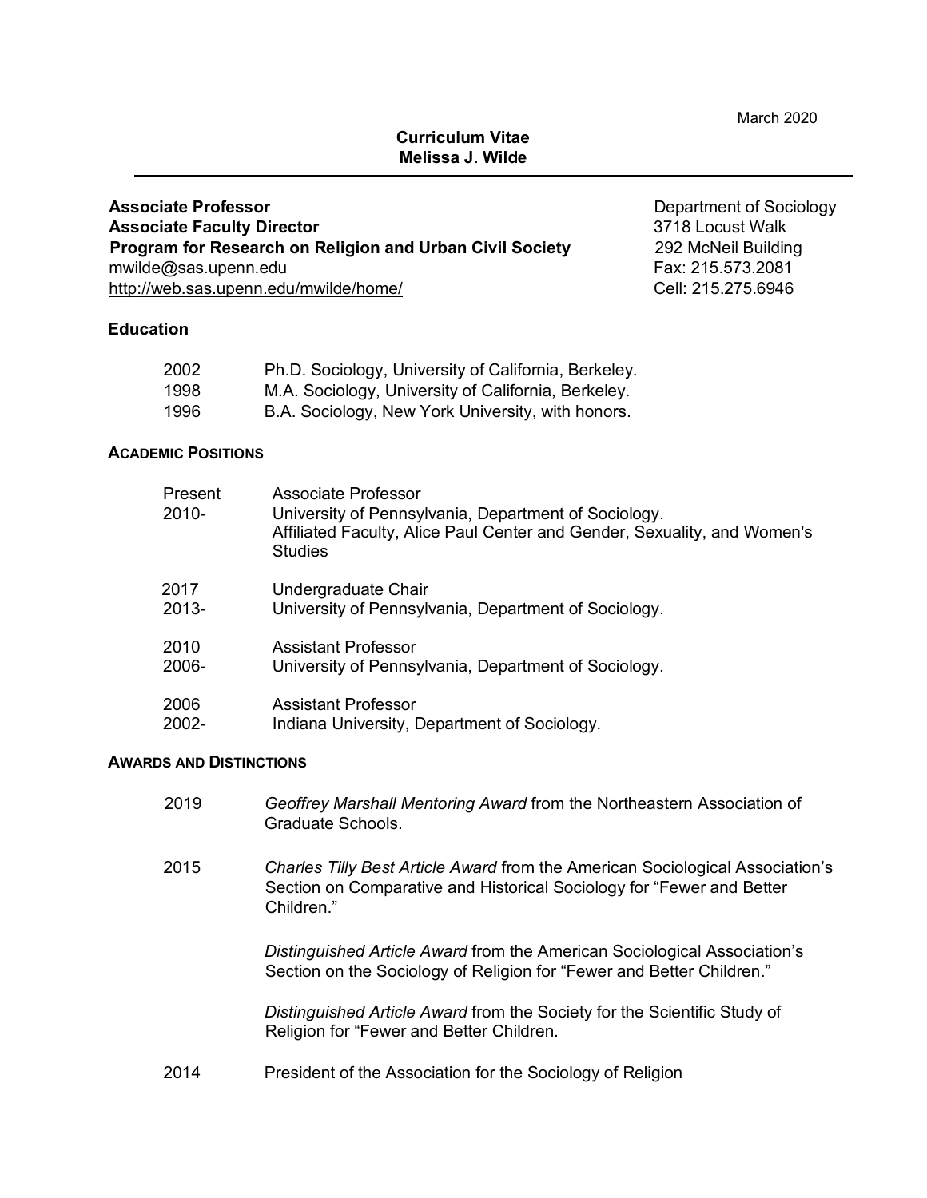March 2020

# Curriculum Vitae
# Melissa J. Wilde

**Associate Professor**
**Associate Faculty Director**
**Program for Research on Religion and Urban Civil Society**
mwilde@sas.upenn.edu
http://web.sas.upenn.edu/mwilde/home/

Department of Sociology
3718 Locust Walk
292 McNeil Building
Fax: 215.573.2081
Cell: 215.275.6946

## Education

| | |
|---|---|
| 2002 | Ph.D. Sociology, University of California, Berkeley. |
| 1998 | M.A. Sociology, University of California, Berkeley. |
| 1996 | B.A. Sociology, New York University, with honors. |

## Academic Positions

| | |
|---|---|
| Present<br>2010- | Associate Professor<br>University of Pennsylvania, Department of Sociology.<br>Affiliated Faculty, Alice Paul Center and Gender, Sexuality, and Women's Studies |
| 2017<br>2013- | Undergraduate Chair<br>University of Pennsylvania, Department of Sociology. |
| 2010<br>2006- | Assistant Professor<br>University of Pennsylvania, Department of Sociology. |
| 2006<br>2002- | Assistant Professor<br>Indiana University, Department of Sociology. |

## Awards and Distinctions

2019 — *Geoffrey Marshall Mentoring Award* from the Northeastern Association of Graduate Schools.

2015 — *Charles Tilly Best Article Award* from the American Sociological Association's Section on Comparative and Historical Sociology for "Fewer and Better Children."

*Distinguished Article Award* from the American Sociological Association's Section on the Sociology of Religion for "Fewer and Better Children."

*Distinguished Article Award* from the Society for the Scientific Study of Religion for "Fewer and Better Children.

2014 — President of the Association for the Sociology of Religion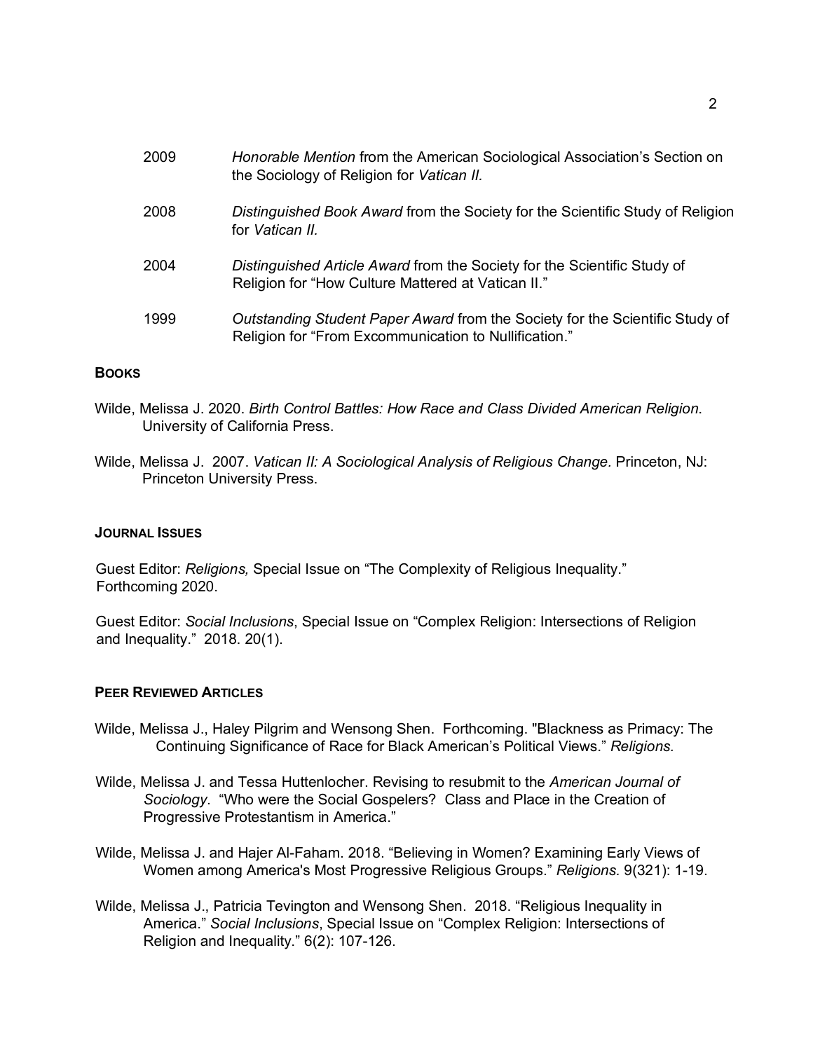2009 *Honorable Mention* from the American Sociological Association's Section on the Sociology of Religion for *Vatican II.*

2008 *Distinguished Book Award* from the Society for the Scientific Study of Religion for *Vatican II.*

2004 *Distinguished Article Award* from the Society for the Scientific Study of Religion for "How Culture Mattered at Vatican II."

1999 *Outstanding Student Paper Award* from the Society for the Scientific Study of Religion for "From Excommunication to Nullification."

## BOOKS

Wilde, Melissa J. 2020. *Birth Control Battles: How Race and Class Divided American Religion*. University of California Press.

Wilde, Melissa J. 2007. *Vatican II: A Sociological Analysis of Religious Change.* Princeton, NJ: Princeton University Press.

## JOURNAL ISSUES

Guest Editor: *Religions,* Special Issue on "The Complexity of Religious Inequality." Forthcoming 2020.

Guest Editor: *Social Inclusions*, Special Issue on "Complex Religion: Intersections of Religion and Inequality." 2018. 20(1).

## PEER REVIEWED ARTICLES

Wilde, Melissa J., Haley Pilgrim and Wensong Shen. Forthcoming. "Blackness as Primacy: The Continuing Significance of Race for Black American's Political Views." *Religions.*

Wilde, Melissa J. and Tessa Huttenlocher. Revising to resubmit to the *American Journal of Sociology*. "Who were the Social Gospelers? Class and Place in the Creation of Progressive Protestantism in America."

Wilde, Melissa J. and Hajer Al-Faham. 2018. "Believing in Women? Examining Early Views of Women among America's Most Progressive Religious Groups." *Religions.* 9(321): 1-19.

Wilde, Melissa J., Patricia Tevington and Wensong Shen. 2018. "Religious Inequality in America." *Social Inclusions*, Special Issue on "Complex Religion: Intersections of Religion and Inequality." 6(2): 107-126.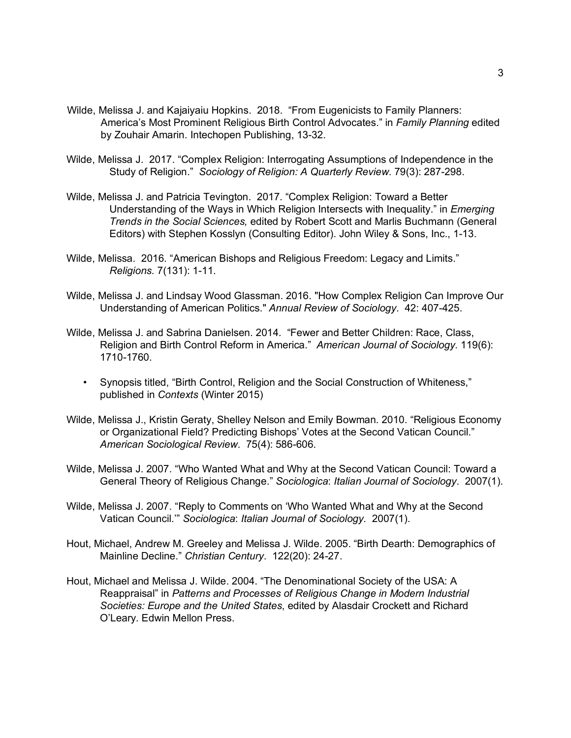Wilde, Melissa J. and Kajaiyaiu Hopkins. 2018. “From Eugenicists to Family Planners: America’s Most Prominent Religious Birth Control Advocates.” in *Family Planning* edited by Zouhair Amarin. Intechopen Publishing, 13-32.

Wilde, Melissa J. 2017. “Complex Religion: Interrogating Assumptions of Independence in the Study of Religion.” *Sociology of Religion: A Quarterly Review.* 79(3): 287-298.

Wilde, Melissa J. and Patricia Tevington. 2017. “Complex Religion: Toward a Better Understanding of the Ways in Which Religion Intersects with Inequality.” in *Emerging Trends in the Social Sciences,* edited by Robert Scott and Marlis Buchmann (General Editors) with Stephen Kosslyn (Consulting Editor). John Wiley & Sons, Inc., 1-13.

Wilde, Melissa. 2016. “American Bishops and Religious Freedom: Legacy and Limits.” *Religions.* 7(131): 1-11.

Wilde, Melissa J. and Lindsay Wood Glassman. 2016. "How Complex Religion Can Improve Our Understanding of American Politics." *Annual Review of Sociology*. 42: 407-425.

Wilde, Melissa J. and Sabrina Danielsen. 2014. “Fewer and Better Children: Race, Class, Religion and Birth Control Reform in America.” *American Journal of Sociology.* 119(6): 1710-1760.

- Synopsis titled, “Birth Control, Religion and the Social Construction of Whiteness,” published in *Contexts* (Winter 2015)

Wilde, Melissa J., Kristin Geraty, Shelley Nelson and Emily Bowman. 2010. “Religious Economy or Organizational Field? Predicting Bishops’ Votes at the Second Vatican Council.” *American Sociological Review*. 75(4): 586-606.

Wilde, Melissa J. 2007. “Who Wanted What and Why at the Second Vatican Council: Toward a General Theory of Religious Change.” *Sociologica*: *Italian Journal of Sociology*. 2007(1).

Wilde, Melissa J. 2007. “Reply to Comments on ‘Who Wanted What and Why at the Second Vatican Council.’” *Sociologica*: *Italian Journal of Sociology.* 2007(1).

Hout, Michael, Andrew M. Greeley and Melissa J. Wilde. 2005. “Birth Dearth: Demographics of Mainline Decline.” *Christian Century*. 122(20): 24-27.

Hout, Michael and Melissa J. Wilde. 2004. “The Denominational Society of the USA: A Reappraisal” in *Patterns and Processes of Religious Change in Modern Industrial Societies: Europe and the United States*, edited by Alasdair Crockett and Richard O’Leary. Edwin Mellon Press.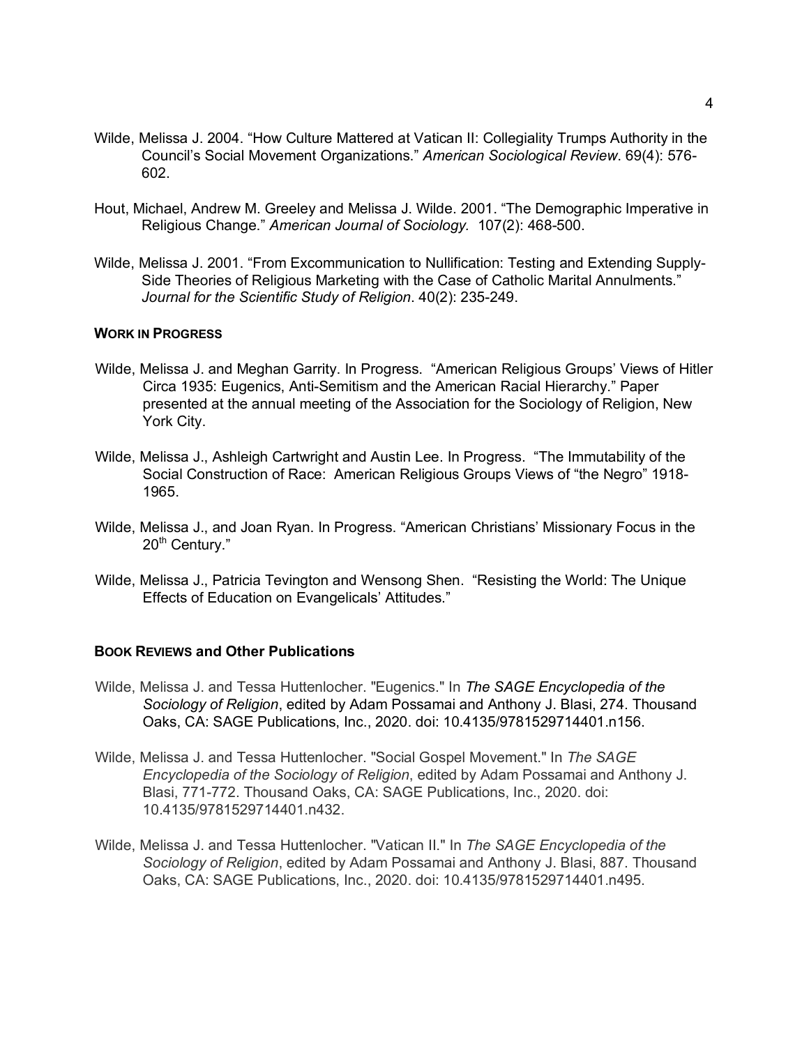Wilde, Melissa J. 2004. "How Culture Mattered at Vatican II: Collegiality Trumps Authority in the Council's Social Movement Organizations." *American Sociological Review*. 69(4): 576-602.

Hout, Michael, Andrew M. Greeley and Melissa J. Wilde. 2001. "The Demographic Imperative in Religious Change." *American Journal of Sociology.* 107(2): 468-500.

Wilde, Melissa J. 2001. "From Excommunication to Nullification: Testing and Extending Supply-Side Theories of Religious Marketing with the Case of Catholic Marital Annulments." *Journal for the Scientific Study of Religion*. 40(2): 235-249.

### WORK IN PROGRESS

Wilde, Melissa J. and Meghan Garrity. In Progress. "American Religious Groups' Views of Hitler Circa 1935: Eugenics, Anti-Semitism and the American Racial Hierarchy." Paper presented at the annual meeting of the Association for the Sociology of Religion, New York City.

Wilde, Melissa J., Ashleigh Cartwright and Austin Lee. In Progress. "The Immutability of the Social Construction of Race: American Religious Groups Views of "the Negro" 1918-1965.

Wilde, Melissa J., and Joan Ryan. In Progress. "American Christians' Missionary Focus in the 20th Century."

Wilde, Melissa J., Patricia Tevington and Wensong Shen. "Resisting the World: The Unique Effects of Education on Evangelicals' Attitudes."

### BOOK REVIEWS and Other Publications

Wilde, Melissa J. and Tessa Huttenlocher. "Eugenics." In *The SAGE Encyclopedia of the Sociology of Religion*, edited by Adam Possamai and Anthony J. Blasi, 274. Thousand Oaks, CA: SAGE Publications, Inc., 2020. doi: 10.4135/9781529714401.n156.

Wilde, Melissa J. and Tessa Huttenlocher. "Social Gospel Movement." In *The SAGE Encyclopedia of the Sociology of Religion*, edited by Adam Possamai and Anthony J. Blasi, 771-772. Thousand Oaks, CA: SAGE Publications, Inc., 2020. doi: 10.4135/9781529714401.n432.

Wilde, Melissa J. and Tessa Huttenlocher. "Vatican II." In *The SAGE Encyclopedia of the Sociology of Religion*, edited by Adam Possamai and Anthony J. Blasi, 887. Thousand Oaks, CA: SAGE Publications, Inc., 2020. doi: 10.4135/9781529714401.n495.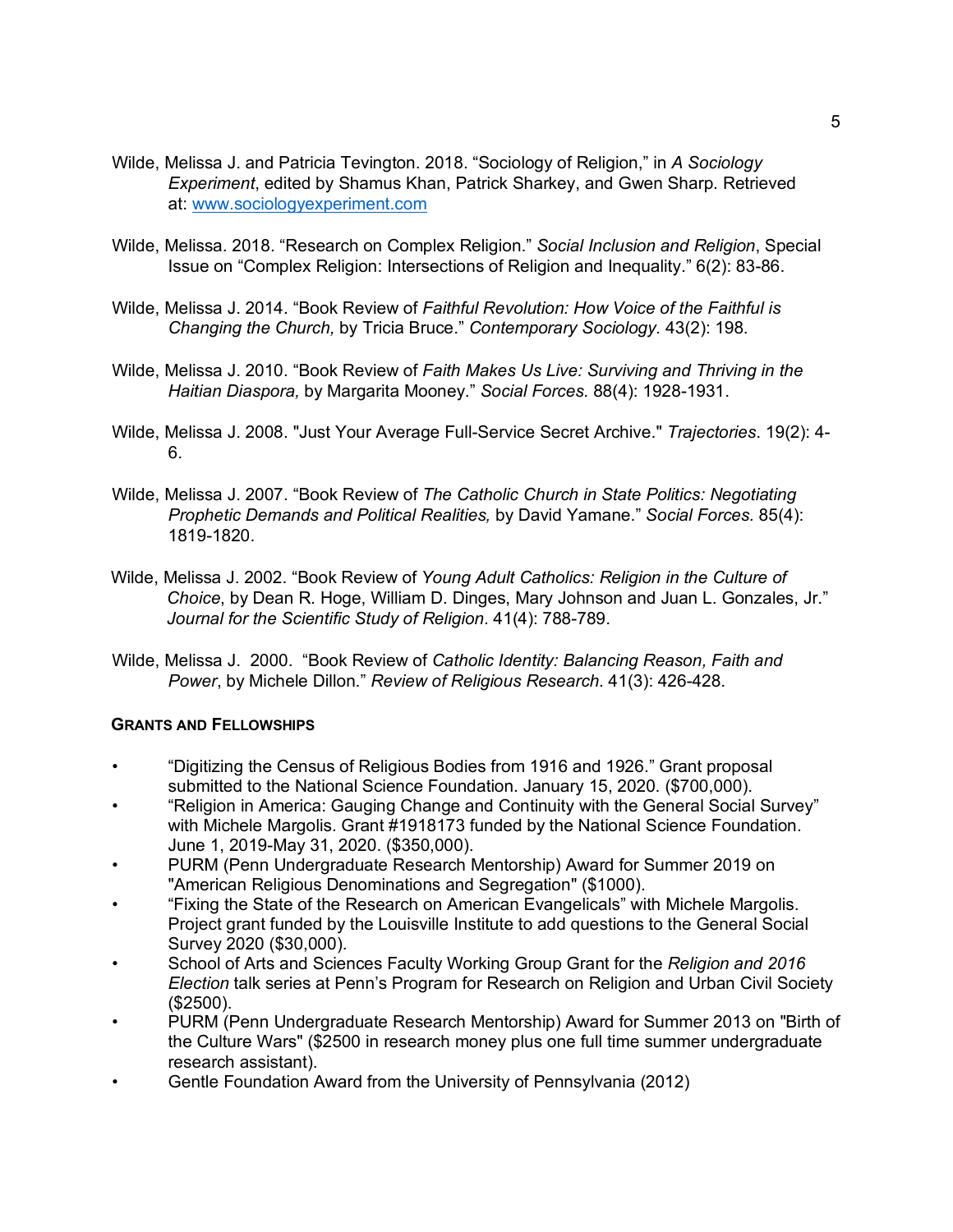Wilde, Melissa J. and Patricia Tevington. 2018. "Sociology of Religion," in *A Sociology Experiment*, edited by Shamus Khan, Patrick Sharkey, and Gwen Sharp. Retrieved at: [www.sociologyexperiment.com](www.sociologyexperiment.com)

Wilde, Melissa. 2018. "Research on Complex Religion." *Social Inclusion and Religion*, Special Issue on "Complex Religion: Intersections of Religion and Inequality." 6(2): 83-86.

Wilde, Melissa J. 2014. "Book Review of *Faithful Revolution: How Voice of the Faithful is Changing the Church,* by Tricia Bruce." *Contemporary Sociology*. 43(2): 198.

Wilde, Melissa J. 2010. "Book Review of *Faith Makes Us Live: Surviving and Thriving in the Haitian Diaspora,* by Margarita Mooney." *Social Forces.* 88(4): 1928-1931.

Wilde, Melissa J. 2008. "Just Your Average Full-Service Secret Archive." *Trajectories*. 19(2): 4-6.

Wilde, Melissa J. 2007. "Book Review of *The Catholic Church in State Politics: Negotiating Prophetic Demands and Political Realities,* by David Yamane." *Social Forces.* 85(4): 1819-1820.

Wilde, Melissa J. 2002. "Book Review of *Young Adult Catholics: Religion in the Culture of Choice*, by Dean R. Hoge, William D. Dinges, Mary Johnson and Juan L. Gonzales, Jr." *Journal for the Scientific Study of Religion*. 41(4): 788-789.

Wilde, Melissa J. 2000. "Book Review of *Catholic Identity: Balancing Reason, Faith and Power*, by Michele Dillon." *Review of Religious Research*. 41(3): 426-428.

## Grants and Fellowships

- "Digitizing the Census of Religious Bodies from 1916 and 1926." Grant proposal submitted to the National Science Foundation. January 15, 2020. ($700,000).
- "Religion in America: Gauging Change and Continuity with the General Social Survey" with Michele Margolis. Grant #1918173 funded by the National Science Foundation. June 1, 2019-May 31, 2020. ($350,000).
- PURM (Penn Undergraduate Research Mentorship) Award for Summer 2019 on "American Religious Denominations and Segregation" ($1000).
- "Fixing the State of the Research on American Evangelicals" with Michele Margolis. Project grant funded by the Louisville Institute to add questions to the General Social Survey 2020 ($30,000).
- School of Arts and Sciences Faculty Working Group Grant for the *Religion and 2016 Election* talk series at Penn's Program for Research on Religion and Urban Civil Society ($2500).
- PURM (Penn Undergraduate Research Mentorship) Award for Summer 2013 on "Birth of the Culture Wars" ($2500 in research money plus one full time summer undergraduate research assistant).
- Gentle Foundation Award from the University of Pennsylvania (2012)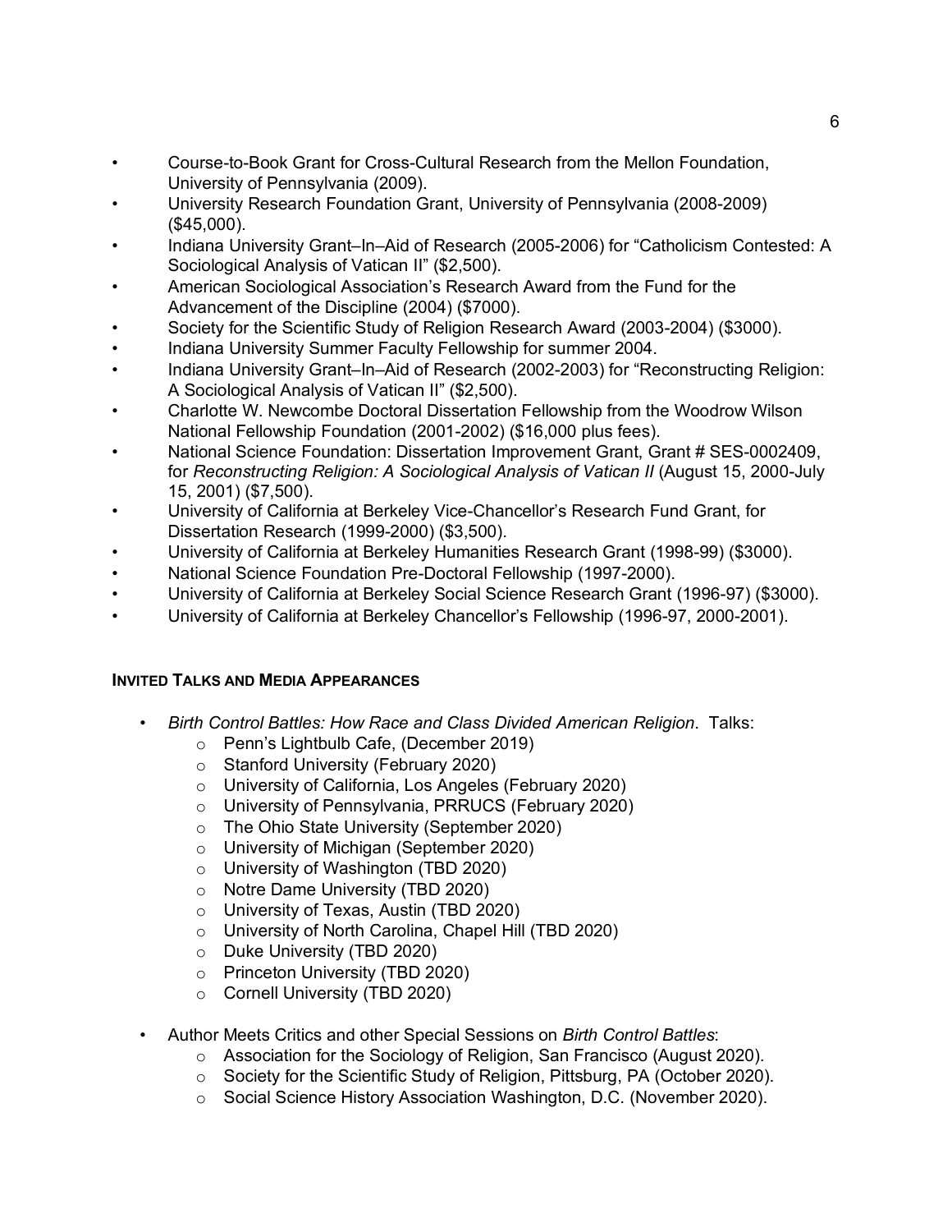- Course-to-Book Grant for Cross-Cultural Research from the Mellon Foundation, University of Pennsylvania (2009).
- University Research Foundation Grant, University of Pennsylvania (2008-2009) ($45,000).
- Indiana University Grant–In–Aid of Research (2005-2006) for "Catholicism Contested: A Sociological Analysis of Vatican II" ($2,500).
- American Sociological Association's Research Award from the Fund for the Advancement of the Discipline (2004) ($7000).
- Society for the Scientific Study of Religion Research Award (2003-2004) ($3000).
- Indiana University Summer Faculty Fellowship for summer 2004.
- Indiana University Grant–In–Aid of Research (2002-2003) for "Reconstructing Religion: A Sociological Analysis of Vatican II" ($2,500).
- Charlotte W. Newcombe Doctoral Dissertation Fellowship from the Woodrow Wilson National Fellowship Foundation (2001-2002) ($16,000 plus fees).
- National Science Foundation: Dissertation Improvement Grant, Grant # SES-0002409, for *Reconstructing Religion: A Sociological Analysis of Vatican II* (August 15, 2000-July 15, 2001) ($7,500).
- University of California at Berkeley Vice-Chancellor's Research Fund Grant, for Dissertation Research (1999-2000) ($3,500).
- University of California at Berkeley Humanities Research Grant (1998-99) ($3000).
- National Science Foundation Pre-Doctoral Fellowship (1997-2000).
- University of California at Berkeley Social Science Research Grant (1996-97) ($3000).
- University of California at Berkeley Chancellor's Fellowship (1996-97, 2000-2001).

## INVITED TALKS AND MEDIA APPEARANCES

- *Birth Control Battles: How Race and Class Divided American Religion*. Talks:
  - Penn's Lightbulb Cafe, (December 2019)
  - Stanford University (February 2020)
  - University of California, Los Angeles (February 2020)
  - University of Pennsylvania, PRRUCS (February 2020)
  - The Ohio State University (September 2020)
  - University of Michigan (September 2020)
  - University of Washington (TBD 2020)
  - Notre Dame University (TBD 2020)
  - University of Texas, Austin (TBD 2020)
  - University of North Carolina, Chapel Hill (TBD 2020)
  - Duke University (TBD 2020)
  - Princeton University (TBD 2020)
  - Cornell University (TBD 2020)

- Author Meets Critics and other Special Sessions on *Birth Control Battles*:
  - Association for the Sociology of Religion, San Francisco (August 2020).
  - Society for the Scientific Study of Religion, Pittsburg, PA (October 2020).
  - Social Science History Association Washington, D.C. (November 2020).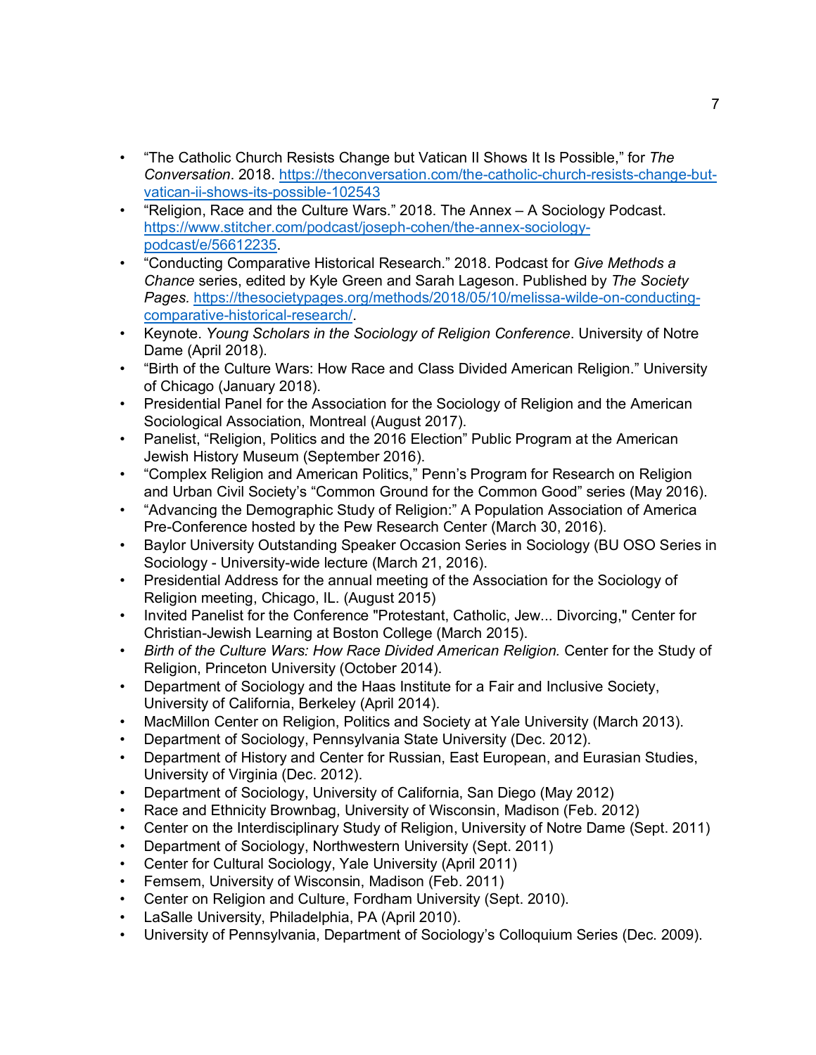- “The Catholic Church Resists Change but Vatican II Shows It Is Possible,” for *The Conversation*. 2018. https://theconversation.com/the-catholic-church-resists-change-but-vatican-ii-shows-its-possible-102543
- “Religion, Race and the Culture Wars.” 2018. The Annex – A Sociology Podcast. https://www.stitcher.com/podcast/joseph-cohen/the-annex-sociology-podcast/e/56612235.
- “Conducting Comparative Historical Research.” 2018. Podcast for *Give Methods a Chance* series, edited by Kyle Green and Sarah Lageson. Published by *The Society Pages.* https://thesocietypages.org/methods/2018/05/10/melissa-wilde-on-conducting-comparative-historical-research/.
- Keynote. *Young Scholars in the Sociology of Religion Conference*. University of Notre Dame (April 2018).
- “Birth of the Culture Wars: How Race and Class Divided American Religion.” University of Chicago (January 2018).
- Presidential Panel for the Association for the Sociology of Religion and the American Sociological Association, Montreal (August 2017).
- Panelist, “Religion, Politics and the 2016 Election” Public Program at the American Jewish History Museum (September 2016).
- “Complex Religion and American Politics,” Penn’s Program for Research on Religion and Urban Civil Society’s “Common Ground for the Common Good” series (May 2016).
- “Advancing the Demographic Study of Religion:” A Population Association of America Pre-Conference hosted by the Pew Research Center (March 30, 2016).
- Baylor University Outstanding Speaker Occasion Series in Sociology (BU OSO Series in Sociology - University-wide lecture (March 21, 2016).
- Presidential Address for the annual meeting of the Association for the Sociology of Religion meeting, Chicago, IL. (August 2015)
- Invited Panelist for the Conference "Protestant, Catholic, Jew... Divorcing," Center for Christian-Jewish Learning at Boston College (March 2015).
- *Birth of the Culture Wars: How Race Divided American Religion.* Center for the Study of Religion, Princeton University (October 2014).
- Department of Sociology and the Haas Institute for a Fair and Inclusive Society, University of California, Berkeley (April 2014).
- MacMillon Center on Religion, Politics and Society at Yale University (March 2013).
- Department of Sociology, Pennsylvania State University (Dec. 2012).
- Department of History and Center for Russian, East European, and Eurasian Studies, University of Virginia (Dec. 2012).
- Department of Sociology, University of California, San Diego (May 2012)
- Race and Ethnicity Brownbag, University of Wisconsin, Madison (Feb. 2012)
- Center on the Interdisciplinary Study of Religion, University of Notre Dame (Sept. 2011)
- Department of Sociology, Northwestern University (Sept. 2011)
- Center for Cultural Sociology, Yale University (April 2011)
- Femsem, University of Wisconsin, Madison (Feb. 2011)
- Center on Religion and Culture, Fordham University (Sept. 2010).
- LaSalle University, Philadelphia, PA (April 2010).
- University of Pennsylvania, Department of Sociology’s Colloquium Series (Dec. 2009).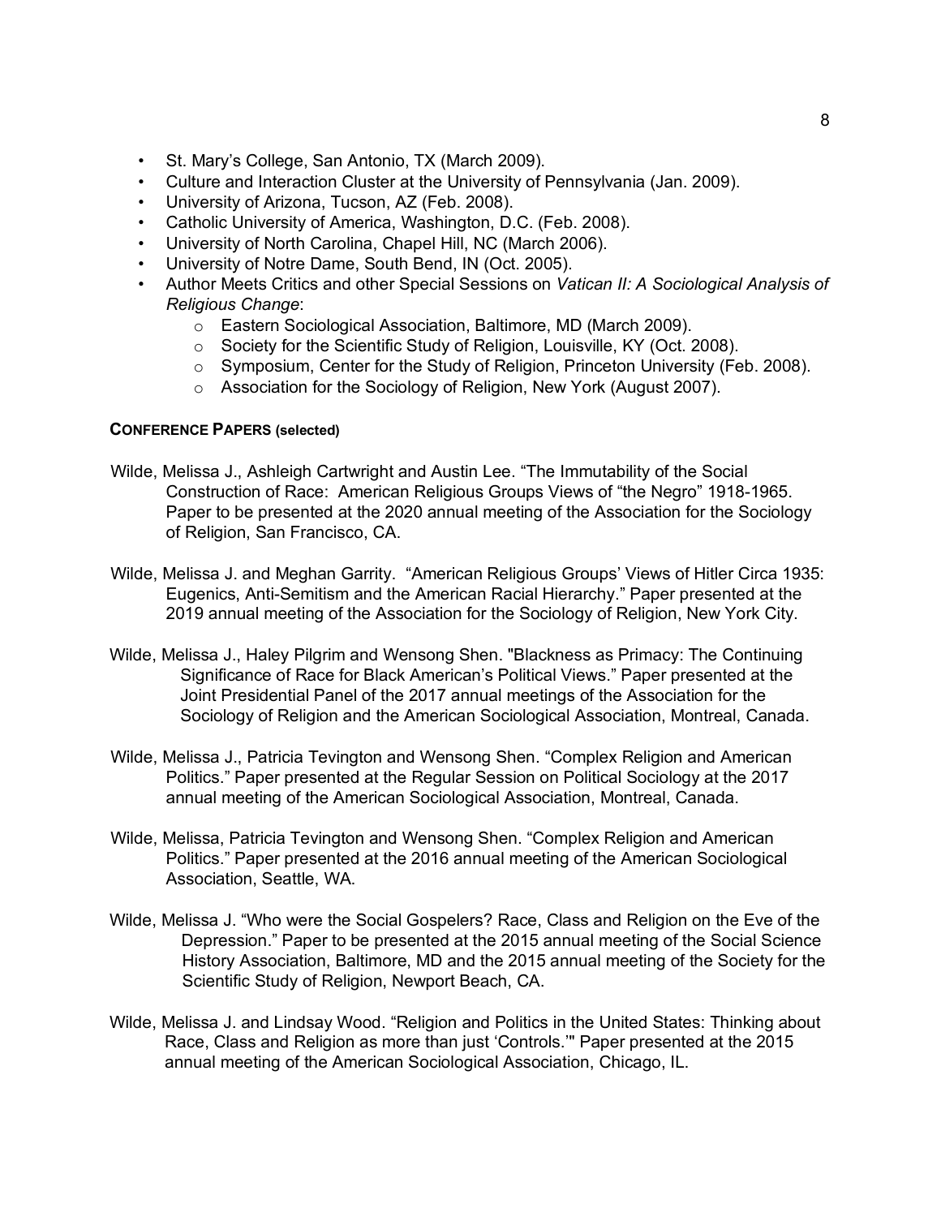- St. Mary's College, San Antonio, TX (March 2009).
- Culture and Interaction Cluster at the University of Pennsylvania (Jan. 2009).
- University of Arizona, Tucson, AZ (Feb. 2008).
- Catholic University of America, Washington, D.C. (Feb. 2008).
- University of North Carolina, Chapel Hill, NC (March 2006).
- University of Notre Dame, South Bend, IN (Oct. 2005).
- Author Meets Critics and other Special Sessions on *Vatican II: A Sociological Analysis of Religious Change*:
    - Eastern Sociological Association, Baltimore, MD (March 2009).
    - Society for the Scientific Study of Religion, Louisville, KY (Oct. 2008).
    - Symposium, Center for the Study of Religion, Princeton University (Feb. 2008).
    - Association for the Sociology of Religion, New York (August 2007).

**CONFERENCE PAPERS (selected)**

Wilde, Melissa J., Ashleigh Cartwright and Austin Lee. "The Immutability of the Social Construction of Race: American Religious Groups Views of "the Negro" 1918-1965. Paper to be presented at the 2020 annual meeting of the Association for the Sociology of Religion, San Francisco, CA.

Wilde, Melissa J. and Meghan Garrity. "American Religious Groups' Views of Hitler Circa 1935: Eugenics, Anti-Semitism and the American Racial Hierarchy." Paper presented at the 2019 annual meeting of the Association for the Sociology of Religion, New York City.

Wilde, Melissa J., Haley Pilgrim and Wensong Shen. "Blackness as Primacy: The Continuing Significance of Race for Black American's Political Views." Paper presented at the Joint Presidential Panel of the 2017 annual meetings of the Association for the Sociology of Religion and the American Sociological Association, Montreal, Canada.

Wilde, Melissa J., Patricia Tevington and Wensong Shen. "Complex Religion and American Politics." Paper presented at the Regular Session on Political Sociology at the 2017 annual meeting of the American Sociological Association, Montreal, Canada.

Wilde, Melissa, Patricia Tevington and Wensong Shen. "Complex Religion and American Politics." Paper presented at the 2016 annual meeting of the American Sociological Association, Seattle, WA.

Wilde, Melissa J. "Who were the Social Gospelers? Race, Class and Religion on the Eve of the Depression." Paper to be presented at the 2015 annual meeting of the Social Science History Association, Baltimore, MD and the 2015 annual meeting of the Society for the Scientific Study of Religion, Newport Beach, CA.

Wilde, Melissa J. and Lindsay Wood. "Religion and Politics in the United States: Thinking about Race, Class and Religion as more than just 'Controls.'" Paper presented at the 2015 annual meeting of the American Sociological Association, Chicago, IL.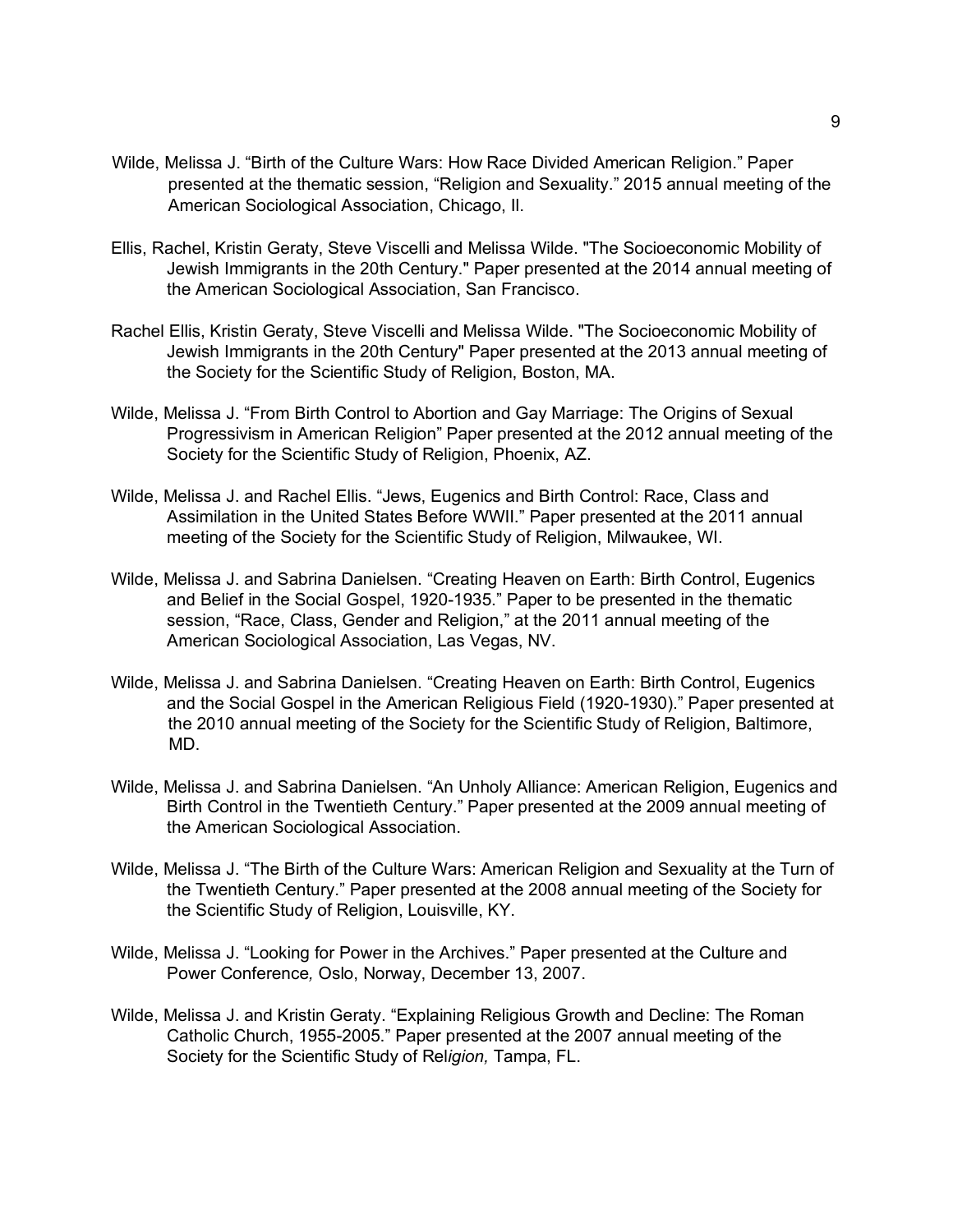Wilde, Melissa J. "Birth of the Culture Wars: How Race Divided American Religion." Paper presented at the thematic session, "Religion and Sexuality." 2015 annual meeting of the American Sociological Association, Chicago, Il.

Ellis, Rachel, Kristin Geraty, Steve Viscelli and Melissa Wilde. "The Socioeconomic Mobility of Jewish Immigrants in the 20th Century." Paper presented at the 2014 annual meeting of the American Sociological Association, San Francisco.

Rachel Ellis, Kristin Geraty, Steve Viscelli and Melissa Wilde. "The Socioeconomic Mobility of Jewish Immigrants in the 20th Century" Paper presented at the 2013 annual meeting of the Society for the Scientific Study of Religion, Boston, MA.

Wilde, Melissa J. "From Birth Control to Abortion and Gay Marriage: The Origins of Sexual Progressivism in American Religion" Paper presented at the 2012 annual meeting of the Society for the Scientific Study of Religion, Phoenix, AZ.

Wilde, Melissa J. and Rachel Ellis. "Jews, Eugenics and Birth Control: Race, Class and Assimilation in the United States Before WWII." Paper presented at the 2011 annual meeting of the Society for the Scientific Study of Religion, Milwaukee, WI.

Wilde, Melissa J. and Sabrina Danielsen. "Creating Heaven on Earth: Birth Control, Eugenics and Belief in the Social Gospel, 1920-1935." Paper to be presented in the thematic session, "Race, Class, Gender and Religion," at the 2011 annual meeting of the American Sociological Association, Las Vegas, NV.

Wilde, Melissa J. and Sabrina Danielsen. "Creating Heaven on Earth: Birth Control, Eugenics and the Social Gospel in the American Religious Field (1920-1930)." Paper presented at the 2010 annual meeting of the Society for the Scientific Study of Religion, Baltimore, MD.

Wilde, Melissa J. and Sabrina Danielsen. "An Unholy Alliance: American Religion, Eugenics and Birth Control in the Twentieth Century." Paper presented at the 2009 annual meeting of the American Sociological Association.

Wilde, Melissa J. "The Birth of the Culture Wars: American Religion and Sexuality at the Turn of the Twentieth Century." Paper presented at the 2008 annual meeting of the Society for the Scientific Study of Religion, Louisville, KY.

Wilde, Melissa J. "Looking for Power in the Archives." Paper presented at the Culture and Power Conference*,* Oslo, Norway, December 13, 2007.

Wilde, Melissa J. and Kristin Geraty. "Explaining Religious Growth and Decline: The Roman Catholic Church, 1955-2005." Paper presented at the 2007 annual meeting of the Society for the Scientific Study of Rel*igion,* Tampa, FL.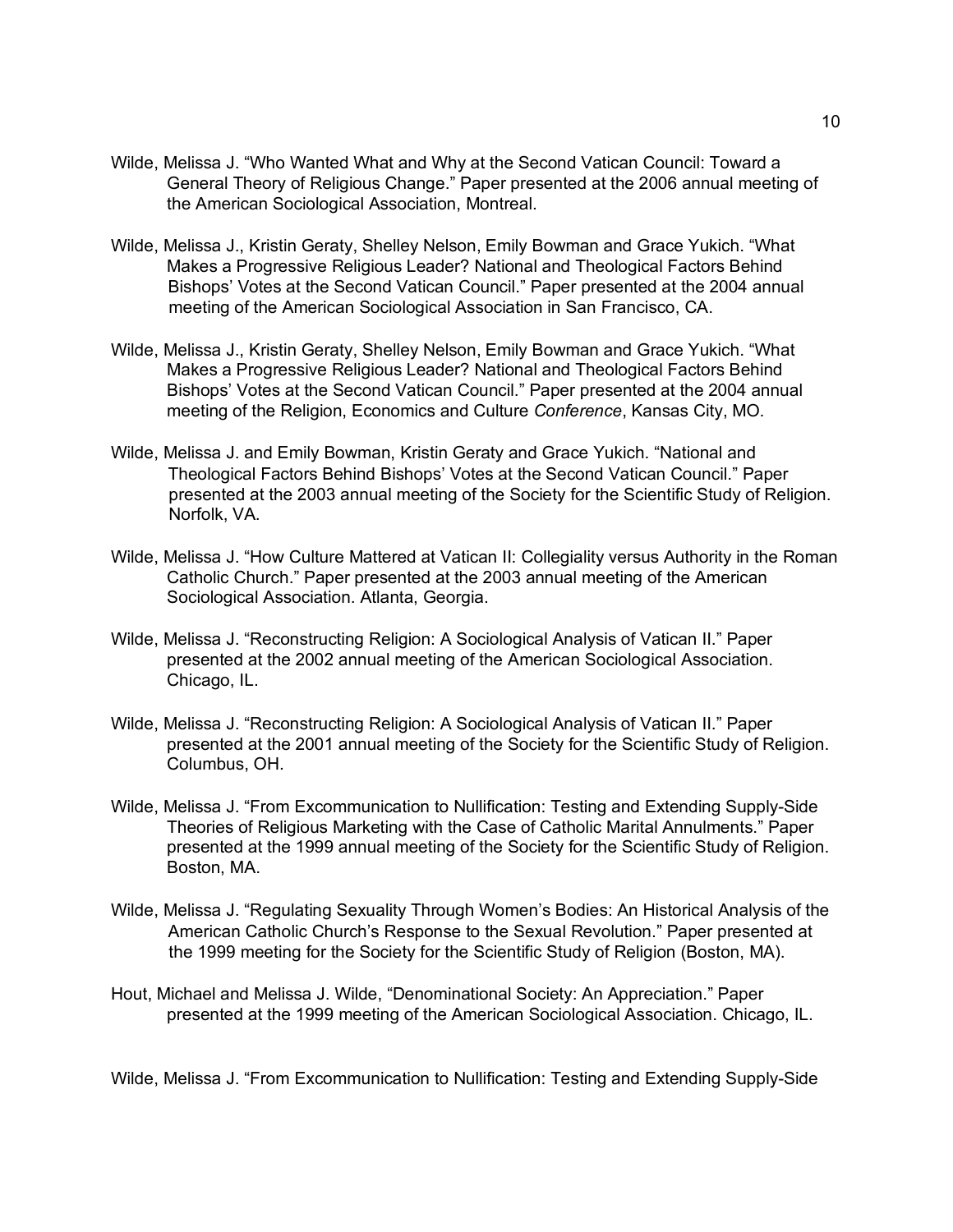Wilde, Melissa J. “Who Wanted What and Why at the Second Vatican Council: Toward a General Theory of Religious Change.” Paper presented at the 2006 annual meeting of the American Sociological Association, Montreal.

Wilde, Melissa J., Kristin Geraty, Shelley Nelson, Emily Bowman and Grace Yukich. “What Makes a Progressive Religious Leader? National and Theological Factors Behind Bishops’ Votes at the Second Vatican Council.” Paper presented at the 2004 annual meeting of the American Sociological Association in San Francisco, CA.

Wilde, Melissa J., Kristin Geraty, Shelley Nelson, Emily Bowman and Grace Yukich. “What Makes a Progressive Religious Leader? National and Theological Factors Behind Bishops’ Votes at the Second Vatican Council.” Paper presented at the 2004 annual meeting of the Religion, Economics and Culture *Conference*, Kansas City, MO.

Wilde, Melissa J. and Emily Bowman, Kristin Geraty and Grace Yukich. “National and Theological Factors Behind Bishops’ Votes at the Second Vatican Council.” Paper presented at the 2003 annual meeting of the Society for the Scientific Study of Religion. Norfolk, VA.

Wilde, Melissa J. “How Culture Mattered at Vatican II: Collegiality versus Authority in the Roman Catholic Church.” Paper presented at the 2003 annual meeting of the American Sociological Association. Atlanta, Georgia.

Wilde, Melissa J. “Reconstructing Religion: A Sociological Analysis of Vatican II.” Paper presented at the 2002 annual meeting of the American Sociological Association. Chicago, IL.

Wilde, Melissa J. “Reconstructing Religion: A Sociological Analysis of Vatican II.” Paper presented at the 2001 annual meeting of the Society for the Scientific Study of Religion. Columbus, OH.

Wilde, Melissa J. “From Excommunication to Nullification: Testing and Extending Supply-Side Theories of Religious Marketing with the Case of Catholic Marital Annulments.” Paper presented at the 1999 annual meeting of the Society for the Scientific Study of Religion. Boston, MA.

Wilde, Melissa J. “Regulating Sexuality Through Women’s Bodies: An Historical Analysis of the American Catholic Church’s Response to the Sexual Revolution.” Paper presented at the 1999 meeting for the Society for the Scientific Study of Religion (Boston, MA).

Hout, Michael and Melissa J. Wilde, “Denominational Society: An Appreciation.” Paper presented at the 1999 meeting of the American Sociological Association. Chicago, IL.

Wilde, Melissa J. “From Excommunication to Nullification: Testing and Extending Supply-Side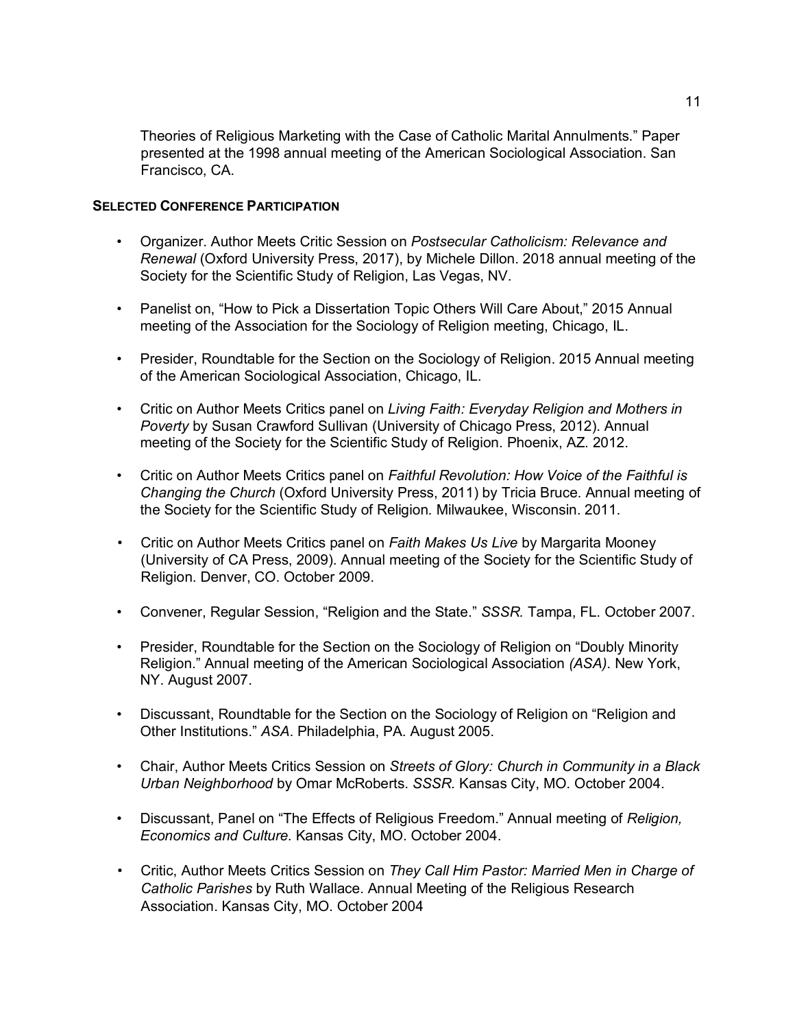Theories of Religious Marketing with the Case of Catholic Marital Annulments." Paper presented at the 1998 annual meeting of the American Sociological Association. San Francisco, CA.

## SELECTED CONFERENCE PARTICIPATION

- Organizer. Author Meets Critic Session on *Postsecular Catholicism: Relevance and Renewal* (Oxford University Press, 2017), by Michele Dillon. 2018 annual meeting of the Society for the Scientific Study of Religion, Las Vegas, NV.

- Panelist on, "How to Pick a Dissertation Topic Others Will Care About," 2015 Annual meeting of the Association for the Sociology of Religion meeting, Chicago, IL.

- Presider, Roundtable for the Section on the Sociology of Religion. 2015 Annual meeting of the American Sociological Association, Chicago, IL.

- Critic on Author Meets Critics panel on *Living Faith: Everyday Religion and Mothers in Poverty* by Susan Crawford Sullivan (University of Chicago Press, 2012). Annual meeting of the Society for the Scientific Study of Religion. Phoenix, AZ. 2012.

- Critic on Author Meets Critics panel on *Faithful Revolution: How Voice of the Faithful is Changing the Church* (Oxford University Press, 2011) by Tricia Bruce. Annual meeting of the Society for the Scientific Study of Religion. Milwaukee, Wisconsin. 2011.

- Critic on Author Meets Critics panel on *Faith Makes Us Live* by Margarita Mooney (University of CA Press, 2009). Annual meeting of the Society for the Scientific Study of Religion. Denver, CO. October 2009.

- Convener, Regular Session, "Religion and the State." *SSSR.* Tampa, FL. October 2007.

- Presider, Roundtable for the Section on the Sociology of Religion on "Doubly Minority Religion." Annual meeting of the American Sociological Association *(ASA)*. New York, NY. August 2007.

- Discussant, Roundtable for the Section on the Sociology of Religion on "Religion and Other Institutions." *ASA*. Philadelphia, PA. August 2005.

- Chair, Author Meets Critics Session on *Streets of Glory: Church in Community in a Black Urban Neighborhood* by Omar McRoberts. *SSSR.* Kansas City, MO. October 2004.

- Discussant, Panel on "The Effects of Religious Freedom." Annual meeting of *Religion, Economics and Culture.* Kansas City, MO. October 2004.

- Critic, Author Meets Critics Session on *They Call Him Pastor: Married Men in Charge of Catholic Parishes* by Ruth Wallace. Annual Meeting of the Religious Research Association. Kansas City, MO. October 2004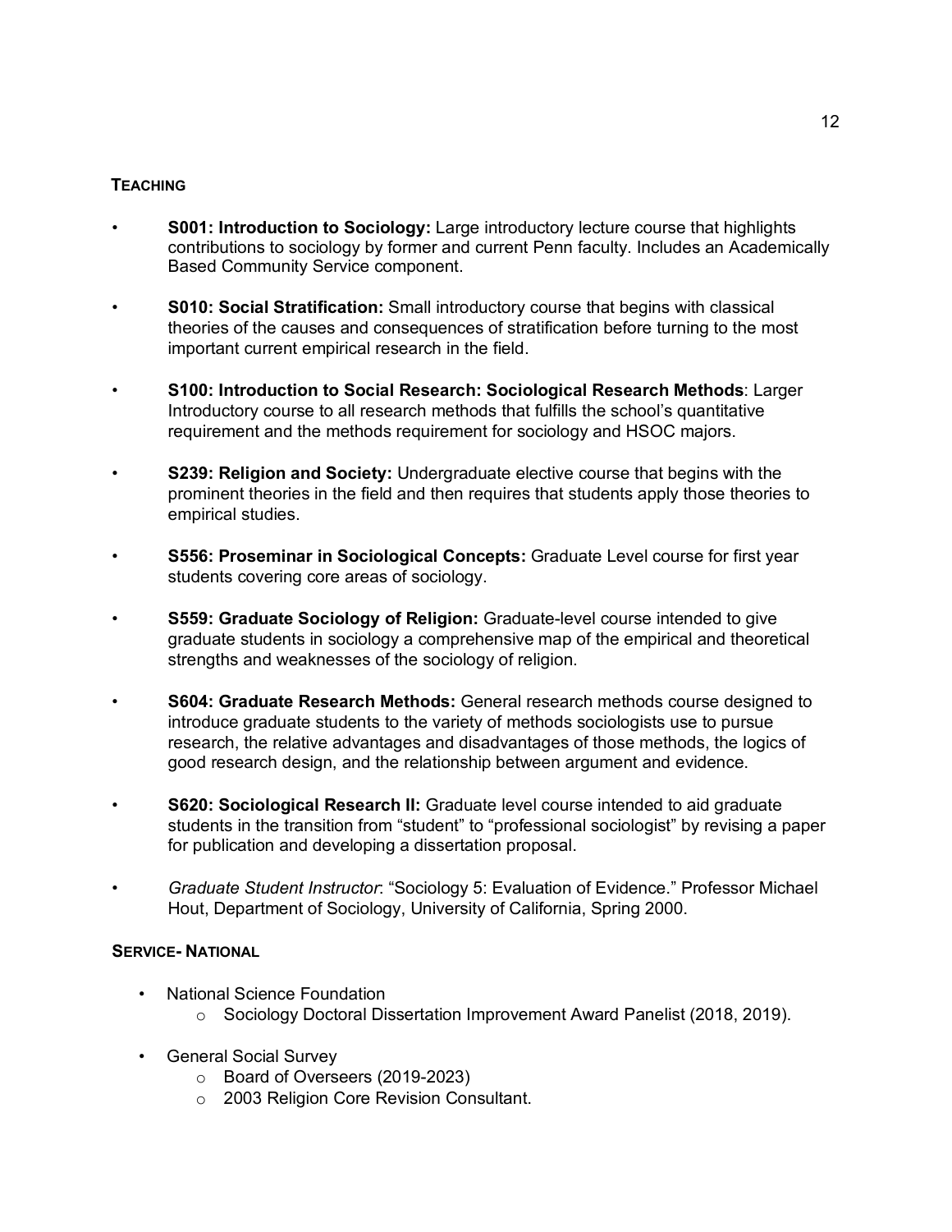## TEACHING

- **S001: Introduction to Sociology:** Large introductory lecture course that highlights contributions to sociology by former and current Penn faculty. Includes an Academically Based Community Service component.

- **S010: Social Stratification:** Small introductory course that begins with classical theories of the causes and consequences of stratification before turning to the most important current empirical research in the field.

- **S100: Introduction to Social Research: Sociological Research Methods**: Larger Introductory course to all research methods that fulfills the school's quantitative requirement and the methods requirement for sociology and HSOC majors.

- **S239: Religion and Society:** Undergraduate elective course that begins with the prominent theories in the field and then requires that students apply those theories to empirical studies.

- **S556: Proseminar in Sociological Concepts:** Graduate Level course for first year students covering core areas of sociology.

- **S559: Graduate Sociology of Religion:** Graduate-level course intended to give graduate students in sociology a comprehensive map of the empirical and theoretical strengths and weaknesses of the sociology of religion.

- **S604: Graduate Research Methods:** General research methods course designed to introduce graduate students to the variety of methods sociologists use to pursue research, the relative advantages and disadvantages of those methods, the logics of good research design, and the relationship between argument and evidence.

- **S620: Sociological Research II:** Graduate level course intended to aid graduate students in the transition from "student" to "professional sociologist" by revising a paper for publication and developing a dissertation proposal.

- *Graduate Student Instructor*: "Sociology 5: Evaluation of Evidence." Professor Michael Hout, Department of Sociology, University of California, Spring 2000.

## SERVICE- NATIONAL

- National Science Foundation
  - Sociology Doctoral Dissertation Improvement Award Panelist (2018, 2019).

- General Social Survey
  - Board of Overseers (2019-2023)
  - 2003 Religion Core Revision Consultant.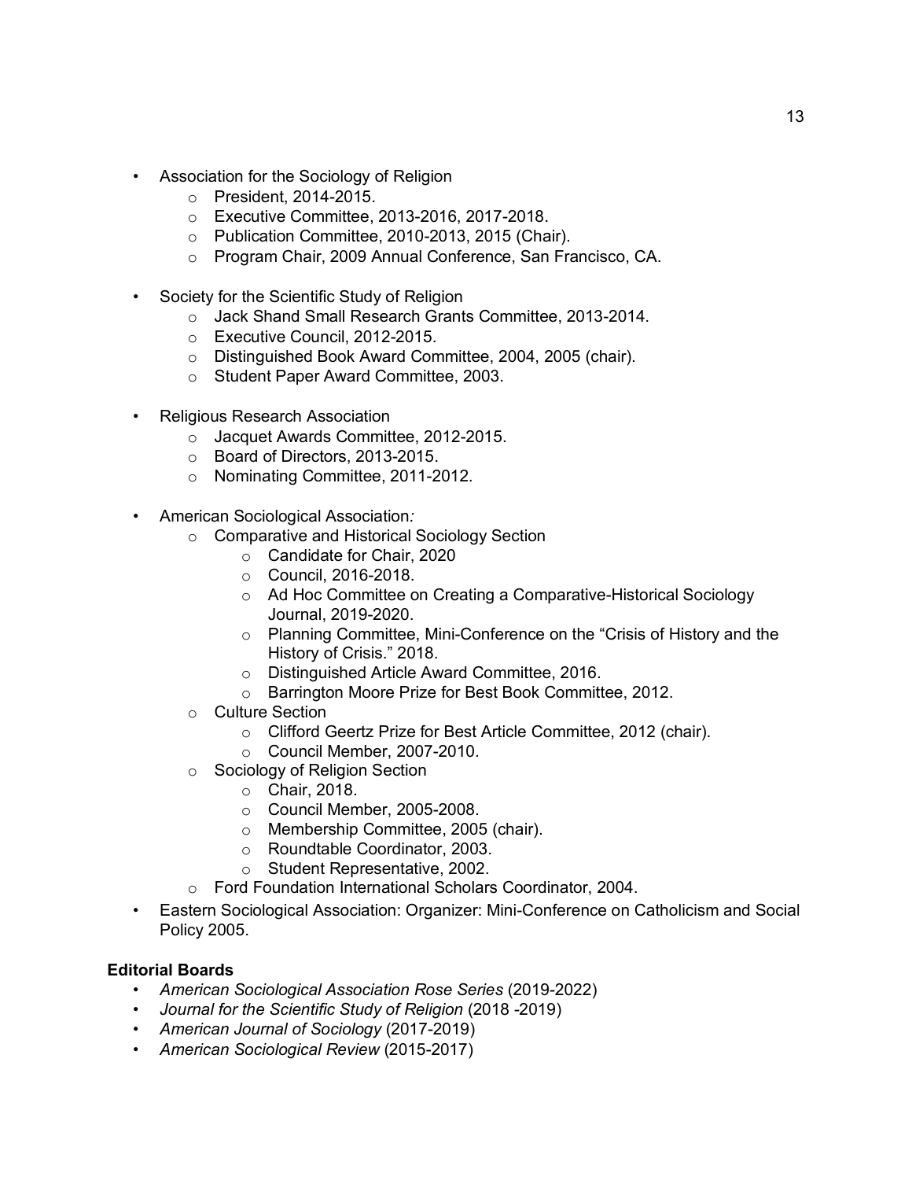- Association for the Sociology of Religion
    - President, 2014-2015.
    - Executive Committee, 2013-2016, 2017-2018.
    - Publication Committee, 2010-2013, 2015 (Chair).
    - Program Chair, 2009 Annual Conference, San Francisco, CA.

- Society for the Scientific Study of Religion
    - Jack Shand Small Research Grants Committee, 2013-2014.
    - Executive Council, 2012-2015.
    - Distinguished Book Award Committee, 2004, 2005 (chair).
    - Student Paper Award Committee, 2003.

- Religious Research Association
    - Jacquet Awards Committee, 2012-2015.
    - Board of Directors, 2013-2015.
    - Nominating Committee, 2011-2012.

- American Sociological Association*:*
    - Comparative and Historical Sociology Section
        - Candidate for Chair, 2020
        - Council, 2016-2018.
        - Ad Hoc Committee on Creating a Comparative-Historical Sociology Journal, 2019-2020.
        - Planning Committee, Mini-Conference on the "Crisis of History and the History of Crisis." 2018.
        - Distinguished Article Award Committee, 2016.
        - Barrington Moore Prize for Best Book Committee, 2012.
    - Culture Section
        - Clifford Geertz Prize for Best Article Committee, 2012 (chair).
        - Council Member, 2007-2010.
    - Sociology of Religion Section
        - Chair, 2018.
        - Council Member, 2005-2008.
        - Membership Committee, 2005 (chair).
        - Roundtable Coordinator, 2003.
        - Student Representative, 2002.
    - Ford Foundation International Scholars Coordinator, 2004.
- Eastern Sociological Association: Organizer: Mini-Conference on Catholicism and Social Policy 2005.

**Editorial Boards**

- *American Sociological Association Rose Series* (2019-2022)
- *Journal for the Scientific Study of Religion* (2018 -2019)
- *American Journal of Sociology* (2017-2019)
- *American Sociological Review* (2015-2017)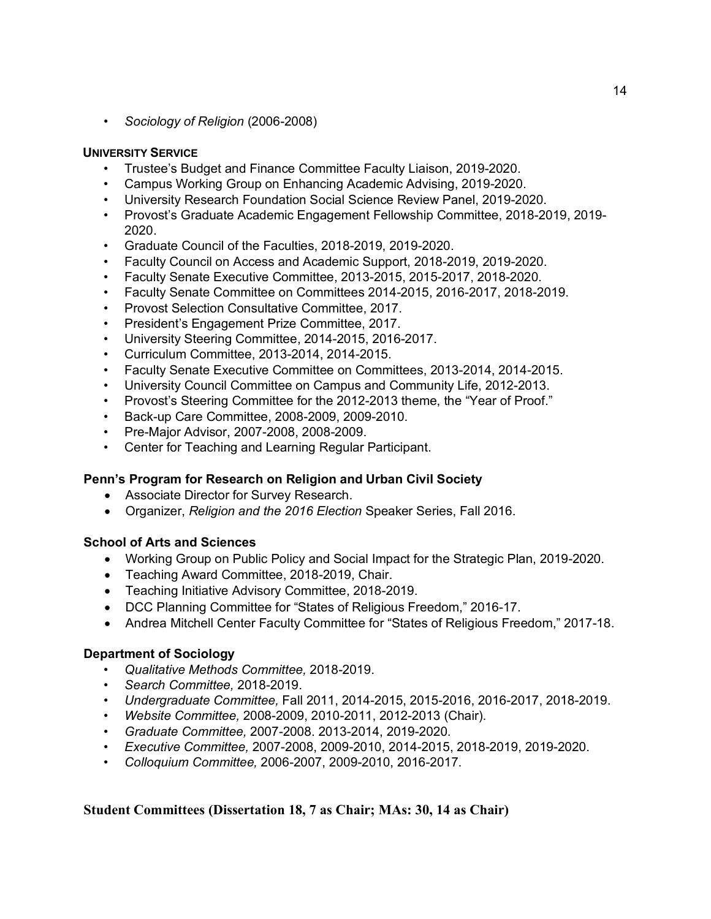- *Sociology of Religion* (2006-2008)

**UNIVERSITY SERVICE**

- Trustee's Budget and Finance Committee Faculty Liaison, 2019-2020.
- Campus Working Group on Enhancing Academic Advising, 2019-2020.
- University Research Foundation Social Science Review Panel, 2019-2020.
- Provost's Graduate Academic Engagement Fellowship Committee, 2018-2019, 2019-2020.
- Graduate Council of the Faculties, 2018-2019, 2019-2020.
- Faculty Council on Access and Academic Support, 2018-2019, 2019-2020.
- Faculty Senate Executive Committee, 2013-2015, 2015-2017, 2018-2020.
- Faculty Senate Committee on Committees 2014-2015, 2016-2017, 2018-2019.
- Provost Selection Consultative Committee, 2017.
- President's Engagement Prize Committee, 2017.
- University Steering Committee, 2014-2015, 2016-2017.
- Curriculum Committee, 2013-2014, 2014-2015.
- Faculty Senate Executive Committee on Committees, 2013-2014, 2014-2015.
- University Council Committee on Campus and Community Life, 2012-2013.
- Provost's Steering Committee for the 2012-2013 theme, the "Year of Proof."
- Back-up Care Committee, 2008-2009, 2009-2010.
- Pre-Major Advisor, 2007-2008, 2008-2009.
- Center for Teaching and Learning Regular Participant.

**Penn's Program for Research on Religion and Urban Civil Society**

- Associate Director for Survey Research.
- Organizer, *Religion and the 2016 Election* Speaker Series, Fall 2016.

**School of Arts and Sciences**

- Working Group on Public Policy and Social Impact for the Strategic Plan, 2019-2020.
- Teaching Award Committee, 2018-2019, Chair.
- Teaching Initiative Advisory Committee, 2018-2019.
- DCC Planning Committee for "States of Religious Freedom," 2016-17.
- Andrea Mitchell Center Faculty Committee for "States of Religious Freedom," 2017-18.

**Department of Sociology**

- *Qualitative Methods Committee,* 2018-2019.
- *Search Committee,* 2018-2019.
- *Undergraduate Committee,* Fall 2011, 2014-2015, 2015-2016, 2016-2017, 2018-2019.
- *Website Committee,* 2008-2009, 2010-2011, 2012-2013 (Chair).
- *Graduate Committee,* 2007-2008. 2013-2014, 2019-2020.
- *Executive Committee,* 2007-2008, 2009-2010, 2014-2015, 2018-2019, 2019-2020.
- *Colloquium Committee,* 2006-2007, 2009-2010, 2016-2017.

**Student Committees (Dissertation 18, 7 as Chair; MAs: 30, 14 as Chair)**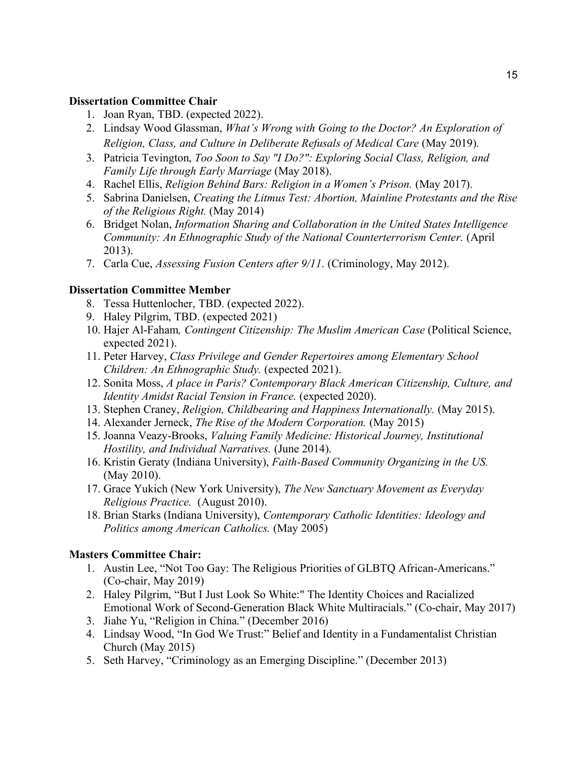**Dissertation Committee Chair**

1. Joan Ryan, TBD. (expected 2022).
2. Lindsay Wood Glassman, *What's Wrong with Going to the Doctor? An Exploration of Religion, Class, and Culture in Deliberate Refusals of Medical Care* (May 2019).
3. Patricia Tevington, *Too Soon to Say "I Do?": Exploring Social Class, Religion, and Family Life through Early Marriage* (May 2018).
4. Rachel Ellis, *Religion Behind Bars: Religion in a Women's Prison.* (May 2017).
5. Sabrina Danielsen, *Creating the Litmus Test: Abortion, Mainline Protestants and the Rise of the Religious Right.* (May 2014)
6. Bridget Nolan, *Information Sharing and Collaboration in the United States Intelligence Community: An Ethnographic Study of the National Counterterrorism Center.* (April 2013).
7. Carla Cue, *Assessing Fusion Centers after 9/11*. (Criminology, May 2012).

**Dissertation Committee Member**

8. Tessa Huttenlocher, TBD. (expected 2022).
9. Haley Pilgrim, TBD. (expected 2021)
10. Hajer Al-Faham*, Contingent Citizenship: The Muslim American Case* (Political Science, expected 2021).
11. Peter Harvey, *Class Privilege and Gender Repertoires among Elementary School Children: An Ethnographic Study.* (expected 2021).
12. Sonita Moss, *A place in Paris? Contemporary Black American Citizenship, Culture, and Identity Amidst Racial Tension in France.* (expected 2020).
13. Stephen Craney, *Religion, Childbearing and Happiness Internationally.* (May 2015).
14. Alexander Jerneck, *The Rise of the Modern Corporation.* (May 2015)
15. Joanna Veazy-Brooks, *Valuing Family Medicine: Historical Journey, Institutional Hostility, and Individual Narratives.* (June 2014).
16. Kristin Geraty (Indiana University), *Faith-Based Community Organizing in the US.* (May 2010).
17. Grace Yukich (New York University), *The New Sanctuary Movement as Everyday Religious Practice.* (August 2010).
18. Brian Starks (Indiana University), *Contemporary Catholic Identities: Ideology and Politics among American Catholics.* (May 2005)

**Masters Committee Chair:**

1. Austin Lee, "Not Too Gay: The Religious Priorities of GLBTQ African-Americans." (Co-chair, May 2019)
2. Haley Pilgrim, "But I Just Look So White:" The Identity Choices and Racialized Emotional Work of Second-Generation Black White Multiracials." (Co-chair, May 2017)
3. Jiahe Yu, "Religion in China." (December 2016)
4. Lindsay Wood, "In God We Trust:" Belief and Identity in a Fundamentalist Christian Church (May 2015)
5. Seth Harvey, "Criminology as an Emerging Discipline." (December 2013)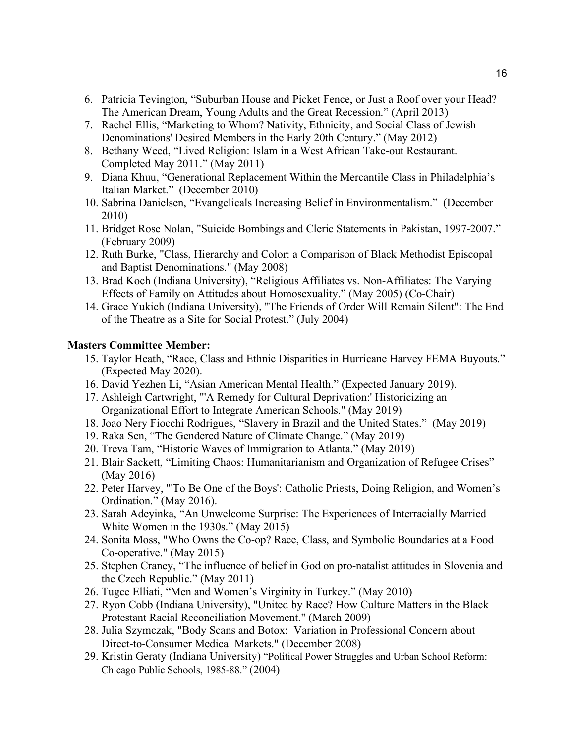6. Patricia Tevington, "Suburban House and Picket Fence, or Just a Roof over your Head? The American Dream, Young Adults and the Great Recession." (April 2013)
7. Rachel Ellis, "Marketing to Whom? Nativity, Ethnicity, and Social Class of Jewish Denominations' Desired Members in the Early 20th Century." (May 2012)
8. Bethany Weed, "Lived Religion: Islam in a West African Take-out Restaurant. Completed May 2011." (May 2011)
9. Diana Khuu, "Generational Replacement Within the Mercantile Class in Philadelphia's Italian Market." (December 2010)
10. Sabrina Danielsen, "Evangelicals Increasing Belief in Environmentalism." (December 2010)
11. Bridget Rose Nolan, "Suicide Bombings and Cleric Statements in Pakistan, 1997-2007." (February 2009)
12. Ruth Burke, "Class, Hierarchy and Color: a Comparison of Black Methodist Episcopal and Baptist Denominations." (May 2008)
13. Brad Koch (Indiana University), "Religious Affiliates vs. Non-Affiliates: The Varying Effects of Family on Attitudes about Homosexuality." (May 2005) (Co-Chair)
14. Grace Yukich (Indiana University), "The Friends of Order Will Remain Silent": The End of the Theatre as a Site for Social Protest." (July 2004)

**Masters Committee Member:**

15. Taylor Heath, "Race, Class and Ethnic Disparities in Hurricane Harvey FEMA Buyouts." (Expected May 2020).
16. David Yezhen Li, "Asian American Mental Health." (Expected January 2019).
17. Ashleigh Cartwright, "'A Remedy for Cultural Deprivation:' Historicizing an Organizational Effort to Integrate American Schools." (May 2019)
18. Joao Nery Fiocchi Rodrigues, "Slavery in Brazil and the United States." (May 2019)
19. Raka Sen, "The Gendered Nature of Climate Change." (May 2019)
20. Treva Tam, "Historic Waves of Immigration to Atlanta." (May 2019)
21. Blair Sackett, "Limiting Chaos: Humanitarianism and Organization of Refugee Crises" (May 2016)
22. Peter Harvey, "'To Be One of the Boys': Catholic Priests, Doing Religion, and Women's Ordination." (May 2016).
23. Sarah Adeyinka, "An Unwelcome Surprise: The Experiences of Interracially Married White Women in the 1930s." (May 2015)
24. Sonita Moss, "Who Owns the Co-op? Race, Class, and Symbolic Boundaries at a Food Co-operative." (May 2015)
25. Stephen Craney, "The influence of belief in God on pro-natalist attitudes in Slovenia and the Czech Republic." (May 2011)
26. Tugce Elliati, "Men and Women's Virginity in Turkey." (May 2010)
27. Ryon Cobb (Indiana University), "United by Race? How Culture Matters in the Black Protestant Racial Reconciliation Movement." (March 2009)
28. Julia Szymczak, "Body Scans and Botox: Variation in Professional Concern about Direct-to-Consumer Medical Markets." (December 2008)
29. Kristin Geraty (Indiana University) "Political Power Struggles and Urban School Reform: Chicago Public Schools, 1985-88." (2004)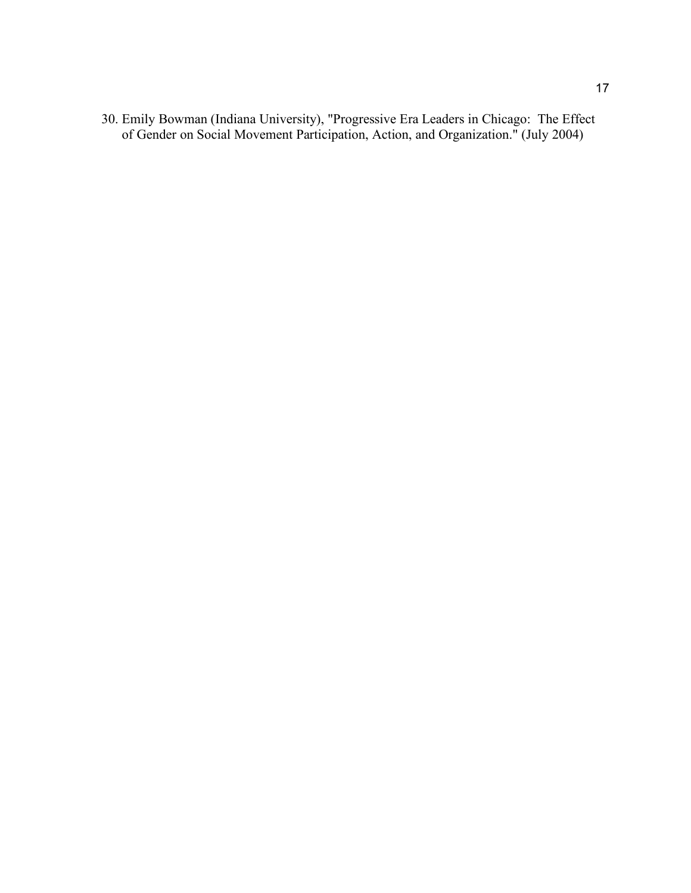30. Emily Bowman (Indiana University), "Progressive Era Leaders in Chicago: The Effect of Gender on Social Movement Participation, Action, and Organization." (July 2004)